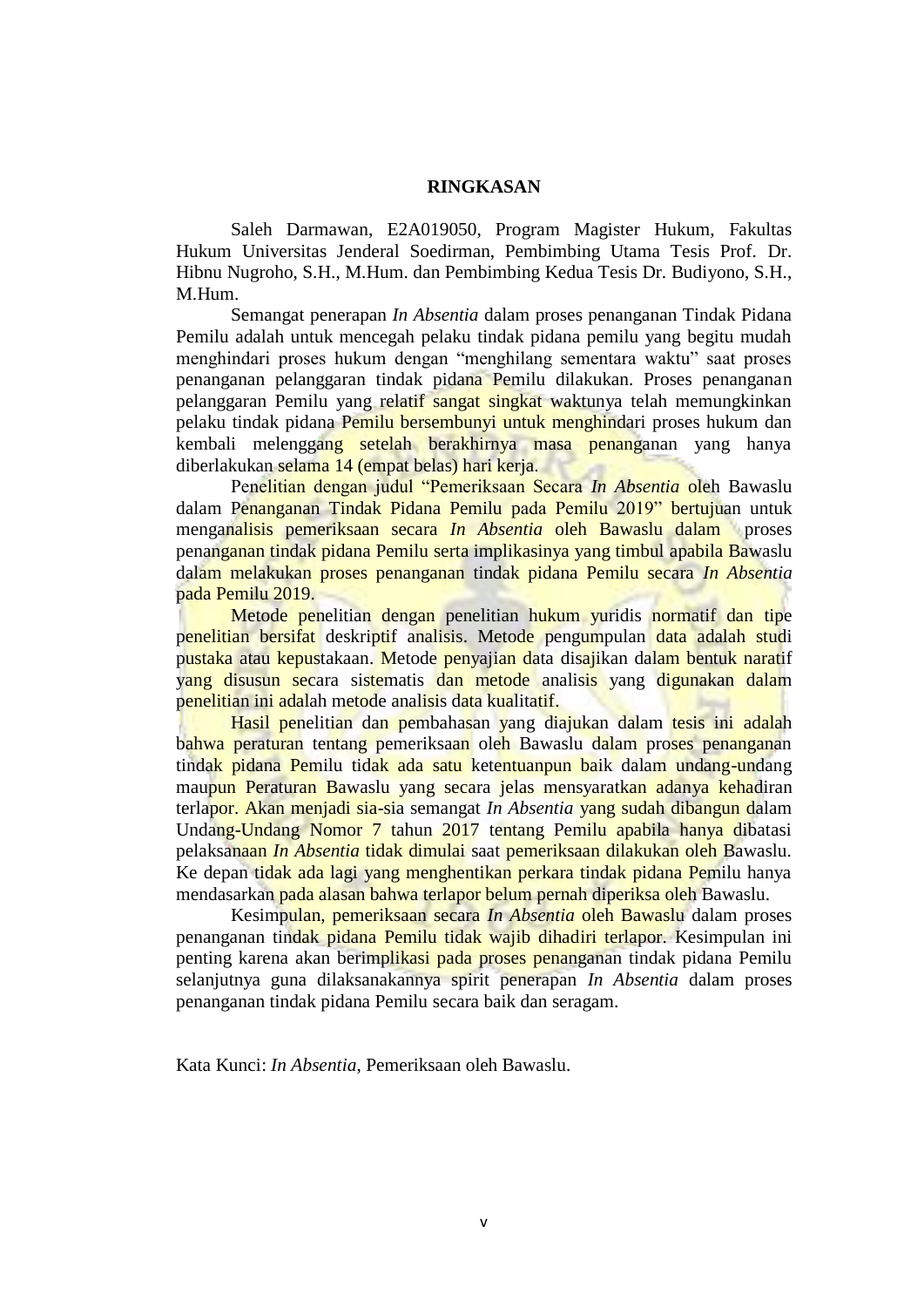# RINGKASAN

Saleh Darmawan, E2A019050, Program Magister Hukum, Fakultas Hukum Universitas Jenderal Soedirman, Pembimbing Utama Tesis Prof. Dr. Hibnu Nugroho, S.H., M.Hum. dan Pembimbing Kedua Tesis Dr. Budiyono, S.H., M.Hum.

Semangat penerapan *In Absentia* dalam proses penanganan Tindak Pidana Pemilu adalah untuk mencegah pelaku tindak pidana pemilu yang begitu mudah menghindari proses hukum dengan "menghilang sementara waktu" saat proses penanganan pelanggaran tindak pidana Pemilu dilakukan. Proses penanganan pelanggaran Pemilu yang relatif sangat singkat waktunya telah memungkinkan pelaku tindak pidana Pemilu bersembunyi untuk menghindari proses hukum dan kembali melenggang setelah berakhirnya masa penanganan yang hanya diberlakukan selama 14 (empat belas) hari kerja.

Penelitian dengan judul "Pemeriksaan Secara *In Absentia* oleh Bawaslu dalam Penanganan Tindak Pidana Pemilu pada Pemilu 2019" bertujuan untuk menganalisis pemeriksaan secara *In Absentia* oleh Bawaslu dalam proses penanganan tindak pidana Pemilu serta implikasinya yang timbul apabila Bawaslu dalam melakukan proses penanganan tindak pidana Pemilu secara *In Absentia* pada Pemilu 2019.

Metode penelitian dengan penelitian hukum yuridis normatif dan tipe penelitian bersifat deskriptif analisis. Metode pengumpulan data adalah studi pustaka atau kepustakaan. Metode penyajian data disajikan dalam bentuk naratif yang disusun secara sistematis dan metode analisis yang digunakan dalam penelitian ini adalah metode analisis data kualitatif.

Hasil penelitian dan pembahasan yang diajukan dalam tesis ini adalah bahwa peraturan tentang pemeriksaan oleh Bawaslu dalam proses penanganan tindak pidana Pemilu tidak ada satu ketentuanpun baik dalam undang-undang maupun Peraturan Bawaslu yang secara jelas mensyaratkan adanya kehadiran terlapor. Akan menjadi sia-sia semangat *In Absentia* yang sudah dibangun dalam Undang-Undang Nomor 7 tahun 2017 tentang Pemilu apabila hanya dibatasi pelaksanaan *In Absentia* tidak dimulai saat pemeriksaan dilakukan oleh Bawaslu. Ke depan tidak ada lagi yang menghentikan perkara tindak pidana Pemilu hanya mendasarkan pada alasan bahwa terlapor belum pernah diperiksa oleh Bawaslu.

Kesimpulan, pemeriksaan secara *In Absentia* oleh Bawaslu dalam proses penanganan tindak pidana Pemilu tidak wajib dihadiri terlapor. Kesimpulan ini penting karena akan berimplikasi pada proses penanganan tindak pidana Pemilu selanjutnya guna dilaksanakannya spirit penerapan *In Absentia* dalam proses penanganan tindak pidana Pemilu secara baik dan seragam.

Kata Kunci: *In Absentia*, Pemeriksaan oleh Bawaslu.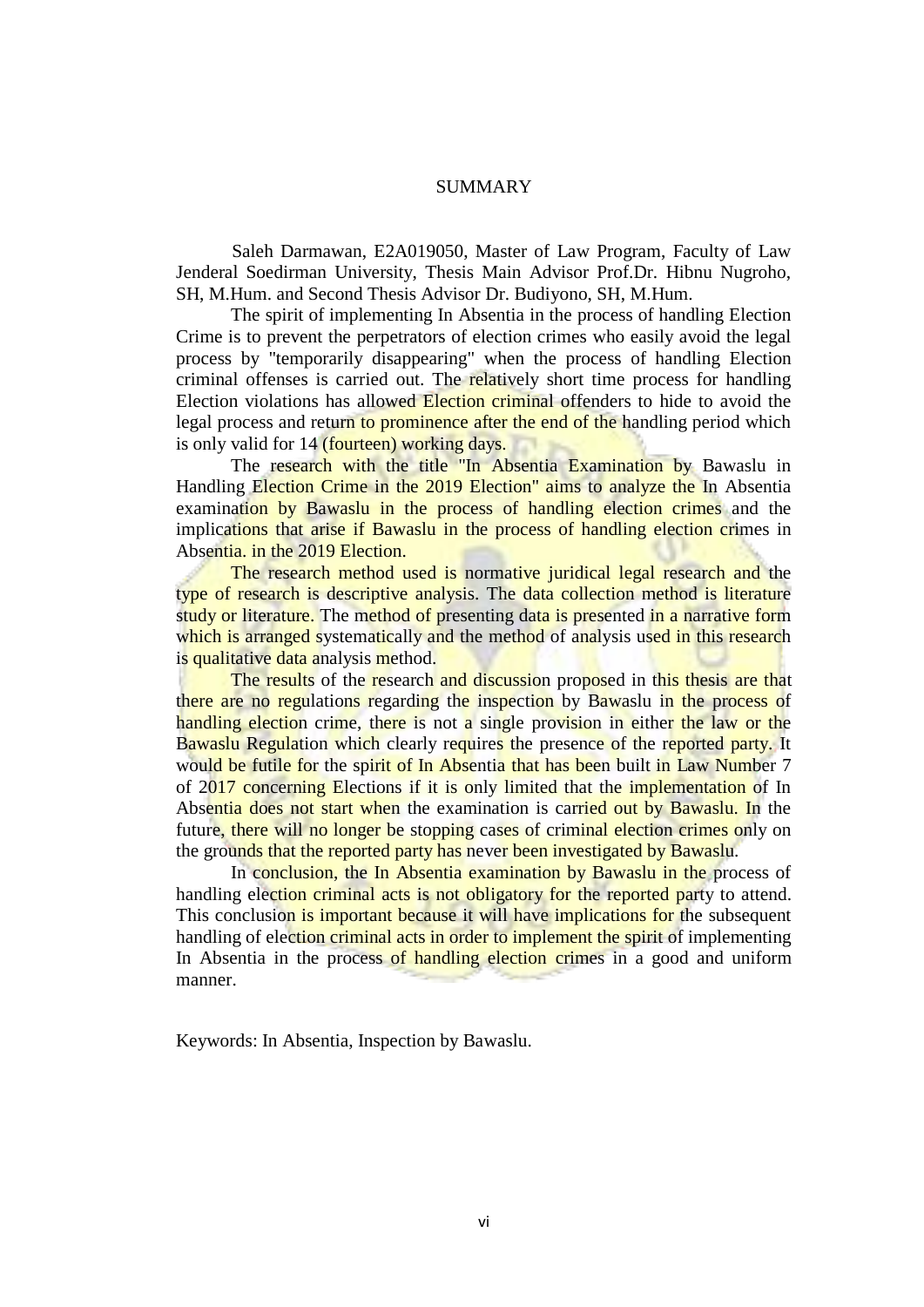# SUMMARY

Saleh Darmawan, E2A019050, Master of Law Program, Faculty of Law Jenderal Soedirman University, Thesis Main Advisor Prof.Dr. Hibnu Nugroho, SH, M.Hum. and Second Thesis Advisor Dr. Budiyono, SH, M.Hum.

The spirit of implementing In Absentia in the process of handling Election Crime is to prevent the perpetrators of election crimes who easily avoid the legal process by "temporarily disappearing" when the process of handling Election criminal offenses is carried out. The relatively short time process for handling Election violations has allowed Election criminal offenders to hide to avoid the legal process and return to prominence after the end of the handling period which is only valid for 14 (fourteen) working days.

The research with the title "In Absentia Examination by Bawaslu in Handling Election Crime in the 2019 Election" aims to analyze the In Absentia examination by Bawaslu in the process of handling election crimes and the implications that arise if Bawaslu in the process of handling election crimes in Absentia. in the 2019 Election.

The research method used is normative juridical legal research and the type of research is descriptive analysis. The data collection method is literature study or literature. The method of presenting data is presented in a narrative form which is arranged systematically and the method of analysis used in this research is qualitative data analysis method.

The results of the research and discussion proposed in this thesis are that there are no regulations regarding the inspection by Bawaslu in the process of handling election crime, there is not a single provision in either the law or the Bawaslu Regulation which clearly requires the presence of the reported party. It would be futile for the spirit of In Absentia that has been built in Law Number 7 of 2017 concerning Elections if it is only limited that the implementation of In Absentia does not start when the examination is carried out by Bawaslu. In the future, there will no longer be stopping cases of criminal election crimes only on the grounds that the reported party has never been investigated by Bawaslu.

In conclusion, the In Absentia examination by Bawaslu in the process of handling election criminal acts is not obligatory for the reported party to attend. This conclusion is important because it will have implications for the subsequent handling of election criminal acts in order to implement the spirit of implementing In Absentia in the process of handling election crimes in a good and uniform manner.

Keywords: In Absentia, Inspection by Bawaslu.